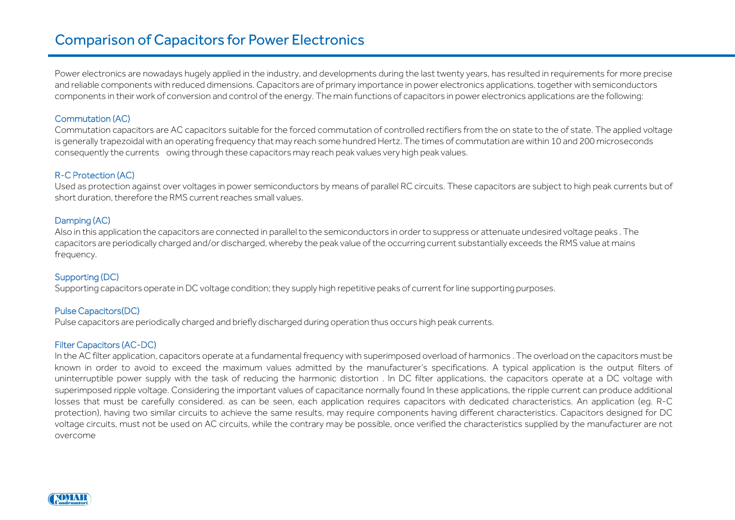# Comparison of Capacitors for Power Electronics

Power electronics are nowadays hugely applied in the industry, and developments during the last twenty years, has resulted in requirements for more precise and reliable components with reduced dimensions. Capacitors are of primary importance in power electronics applications, together with semiconductors components in their work of conversion and control of the energy. The main functions of capacitors in power electronics applications are the following:

## Commutation (AC)

Commutation capacitors are AC capacitors suitable for the forced commutation of controlled rectifiers from the on state to the of state. The applied voltage is generally trapezoidal with an operating frequency that may reach some hundred Hertz. The times of commutation are within 10 and 200 microseconds consequently the currents owing through these capacitors may reach peak values very high peak values.

## R-C Protection (AC)

Used as protection against over voltages in power semiconductors by means of parallel RC circuits. These capacitors are subject to high peak currents but of short duration, therefore the RMS current reaches small values.

## Damping (AC)

Also in this application the capacitors are connected in parallel to the semiconductors in order to suppress or attenuate undesired voltage peaks . The capacitors are periodically charged and/or discharged, whereby the peak value of the occurring current substantially exceeds the RMS value at mains frequency.

## Supporting (DC)

Supporting capacitors operate in DC voltage condition; they supply high repetitive peaks of current for line supporting purposes.

## Pulse Capacitors(DC)

Pulse capacitors are periodically charged and briefly discharged during operation thus occurs high peak currents.

## Filter Capacitors (AC-DC)

In the AC filter application, capacitors operate at a fundamental frequency with superimposed overload of harmonics . The overload on the capacitors must be known in order to avoid to exceed the maximum values admitted by the manufacturer's specifications. A typical application is the output filters of uninterruptible power supply with the task of reducing the harmonic distortion . In DC filter applications, the capacitors operate at a DC voltage with superimposed ripple voltage. Considering the important values of capacitance normally found In these applications, the ripple current can produce additional losses that must be carefully considered. as can be seen, each application requires capacitors with dedicated characteristics. An application (eg. R-C protection), having two similar circuits to achieve the same results, may require components having different characteristics. Capacitors designed for DC voltage circuits, must not be used on AC circuits, while the contrary may be possible, once verified the characteristics supplied by the manufacturer are not overcome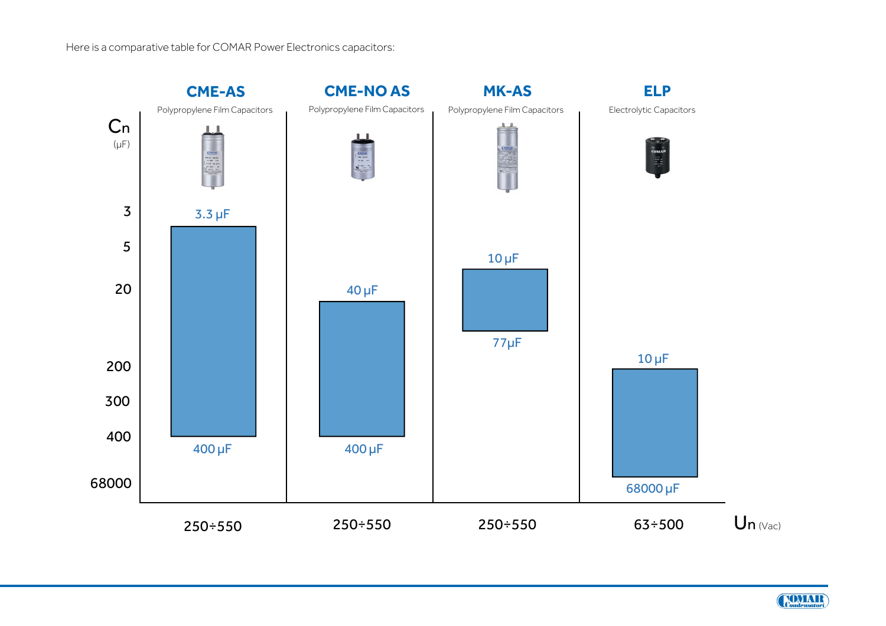Here is a comparative table for COMAR Power Electronics capacitors:

| | CME-AS | CME-NO AS | MK-AS | ELP |
|---|---|---|---|---|
| Type | Polypropylene Film Capacitors | Polypropylene Film Capacitors | Polypropylene Film Capacitors | Electrolytic Capacitors |
| Cn (μF) | 3.3 μF – 400 μF | 40 μF – 400 μF | 10 μF – 77μF | 10 μF – 68000 μF |
| Un (Vac) | 250÷550 | 250÷550 | 250÷550 | 63÷500 |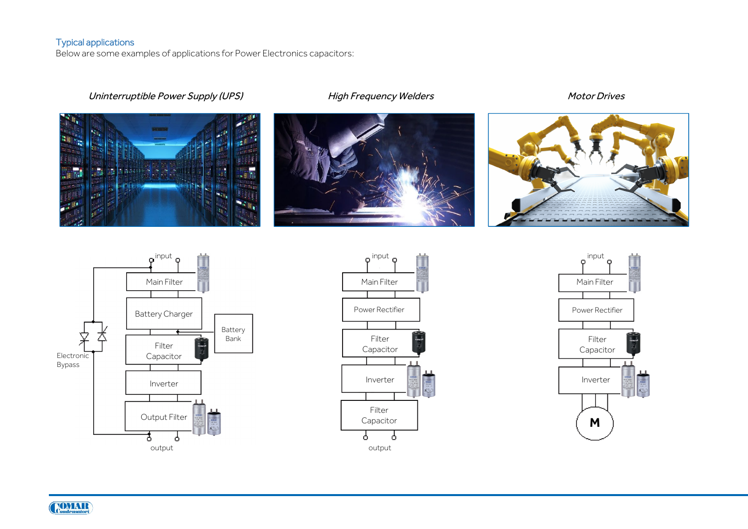## Typical applications

Below are some examples of applications for Power Electronics capacitors:

*Uninterruptible Power Supply (UPS)*

input
Main Filter
Battery Charger
Battery Bank
Filter Capacitor
Electronic Bypass
Inverter
Output Filter
output

*High Frequency Welders*

input
Main Filter
Power Rectifier
Filter Capacitor
Inverter
Filter Capacitor
output

*Motor Drives*

input
Main Filter
Power Rectifier
Filter Capacitor
Inverter
M